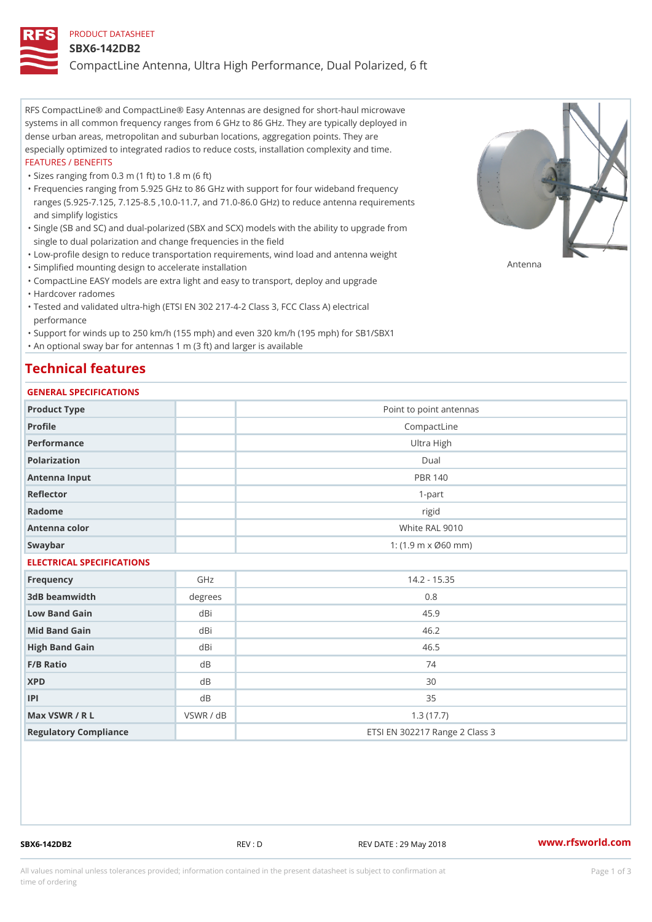PRODUCT DATASHEET

# SBX6-142DB2

## CompactLine Antenna, Ultra High Performance, Dual Polarized, 6 ft

RFS CompactLine® and CompactLine® Easy Antennas are designed for short-haul microwave systems in all common frequency ranges from 6 GHz to 86 GHz. They are typically deployed in dense urban areas, metropolitan and suburban locations, aggregation points. They are especially optimized to integrated radios to reduce costs, installation complexity and time.

FEATURES / BENEFITS

- Sizes ranging from 0.3 m (1 ft) to 1.8 m (6 ft)
- Frequencies ranging from 5.925 GHz to 86 GHz with support for four wideband frequency ranges (5.925-7.125, 7.125-8.5 ,10.0-11.7, and 71.0-86.0 GHz) to reduce antenna requirements and simplify logistics
- Single (SB and SC) and dual-polarized (SBX and SCX) models with the ability to upgrade from single to dual polarization and change frequencies in the field
- Low-profile design to reduce transportation requirements, wind load and antenna weight
- Simplified mounting design to accelerate installation
- CompactLine EASY models are extra light and easy to transport, deploy and upgrade
- Hardcover radomes
- Tested and validated ultra-high (ETSI EN 302 217-4-2 Class 3, FCC Class A) electrical performance
- Support for winds up to 250 km/h (155 mph) and even 320 km/h (195 mph) for SB1/SBX1
- An optional sway bar for antennas 1 m (3 ft) and larger is available

Antenna

## Technical features

### GENERAL SPECIFICATIONS

| | | |
|---|---|---|
| Product Type | | Point to point antennas |
| Profile | | CompactLine |
| Performance | | Ultra High |
| Polarization | | Dual |
| Antenna Input | | PBR 140 |
| Reflector | | 1-part |
| Radome | | rigid |
| Antenna color | | White RAL 9010 |
| Swaybar | | 1: (1.9 m x Ø60 mm) |

### ELECTRICAL SPECIFICATIONS

| | | |
|---|---|---|
| Frequency | GHz | 14.2 - 15.35 |
| 3dB beamwidth | degrees | 0.8 |
| Low Band Gain | dBi | 45.9 |
| Mid Band Gain | dBi | 46.2 |
| High Band Gain | dBi | 46.5 |
| F/B Ratio | dB | 74 |
| XPD | dB | 30 |
| IPI | dB | 35 |
| Max VSWR / R L | VSWR / dB | 1.3 (17.7) |
| Regulatory Compliance | | ETSI EN 302217 Range 2 Class 3 |

SBX6-142DB2 REV : D REV DATE : 29 May 2018 www.rfsworld.com

All values nominal unless tolerances provided; information contained in the present datasheet is subject to confirmation at time of ordering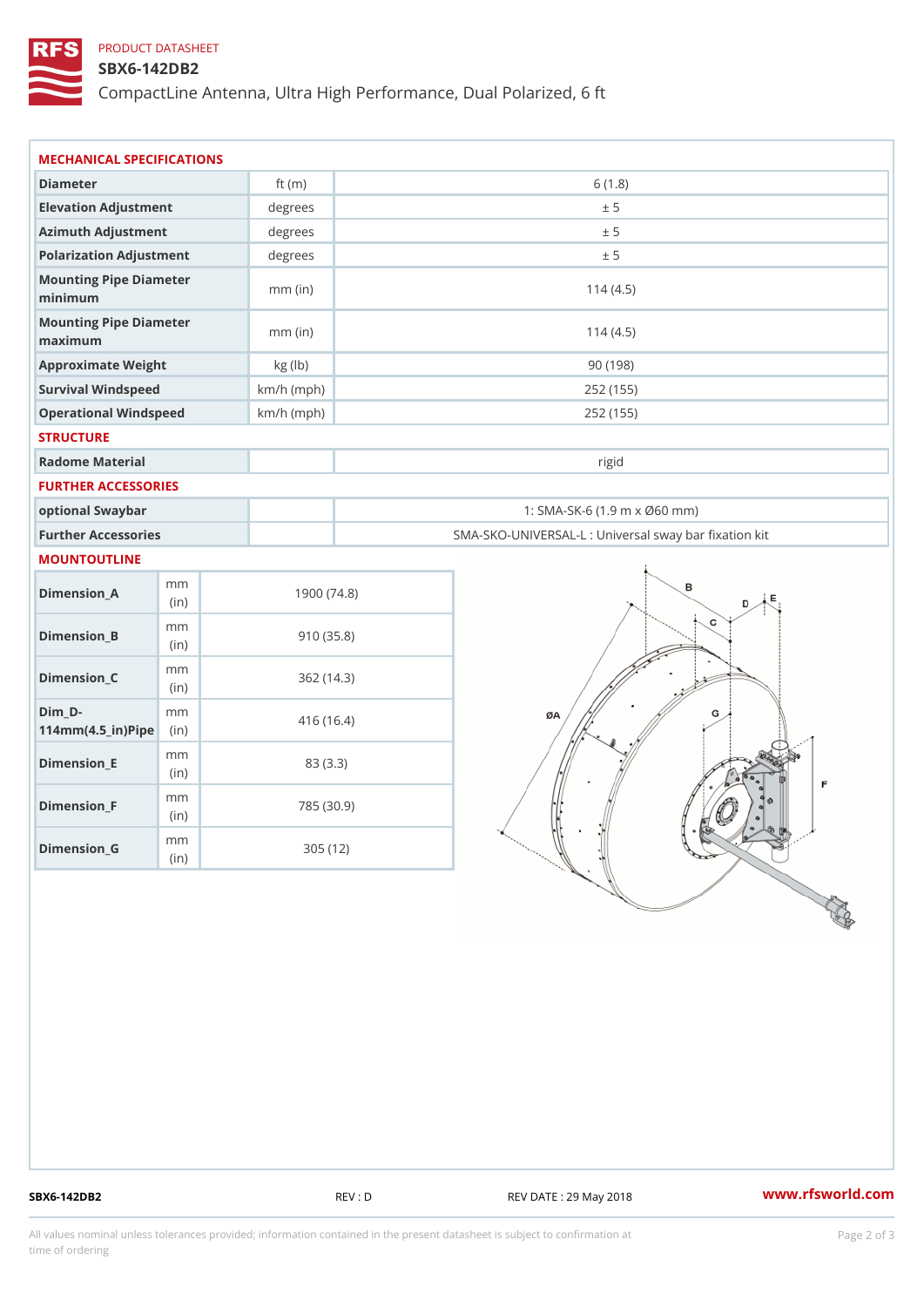PRODUCT DATASHEET

# SBX6-142DB2

CompactLine Antenna, Ultra High Performance, Dual Polarized, 6 ft

## MECHANICAL SPECIFICATIONS

| | | |
|---|---|---|
| Diameter | ft (m) | 6 (1.8) |
| Elevation Adjustment | degrees | ± 5 |
| Azimuth Adjustment | degrees | ± 5 |
| Polarization Adjustment | degrees | ± 5 |
| Mounting Pipe Diameter minimum | mm (in) | 114 (4.5) |
| Mounting Pipe Diameter maximum | mm (in) | 114 (4.5) |
| Approximate Weight | kg (lb) | 90 (198) |
| Survival Windspeed | km/h (mph) | 252 (155) |
| Operational Windspeed | km/h (mph) | 252 (155) |

## STRUCTURE

| | | |
|---|---|---|
| Radome Material | | rigid |

## FURTHER ACCESSORIES

| | | |
|---|---|---|
| optional Swaybar | | 1: SMA-SK-6 (1.9 m x Ø60 mm) |
| Further Accessories | | SMA-SKO-UNIVERSAL-L : Universal sway bar fixation kit |

## MOUNTOUTLINE

| | | |
|---|---|---|
| Dimension_A | mm (in) | 1900 (74.8) |
| Dimension_B | mm (in) | 910 (35.8) |
| Dimension_C | mm (in) | 362 (14.3) |
| Dim_D-114mm(4.5_in)Pipe | mm (in) | 416 (16.4) |
| Dimension_E | mm (in) | 83 (3.3) |
| Dimension_F | mm (in) | 785 (30.9) |
| Dimension_G | mm (in) | 305 (12) |

B
D
E
C
ØA
G
F

SBX6-142DB2 REV : D REV DATE : 29 May 2018 www.rfsworld.com

All values nominal unless tolerances provided; information contained in the present datasheet is subject to confirmation at time of ordering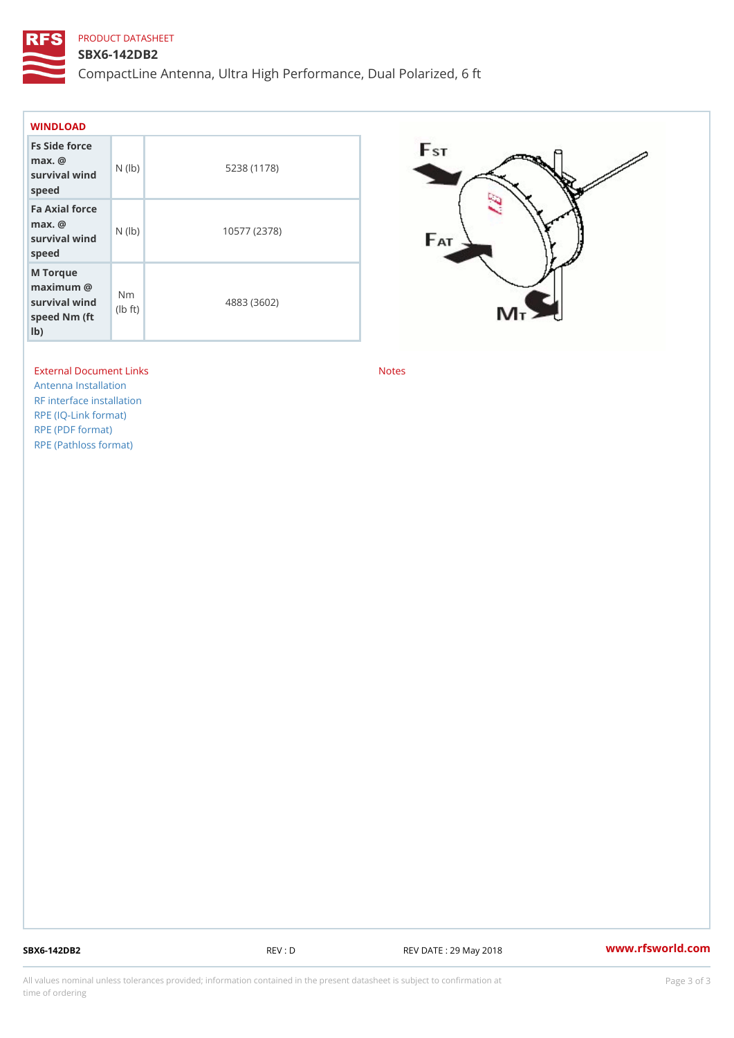PRODUCT DATASHEET

# SBX6-142DB2

CompactLine Antenna, Ultra High Performance, Dual Polarized, 6 ft

## WINDLOAD

| | | |
|---|---|---|
| Fs Side force max. @ survival wind speed | N (lb) | 5238 (1178) |
| Fa Axial force max. @ survival wind speed | N (lb) | 10577 (2378) |
| M Torque maximum @ survival wind speed Nm (ft lb) | Nm (lb ft) | 4883 (3602) |

FST

FAT

MT

### External Document Links

- Antenna Installation
- RF interface installation
- RPE (IQ-Link format)
- RPE (PDF format)
- RPE (Pathloss format)

### Notes

SBX6-142DB2 REV : D REV DATE : 29 May 2018 www.rfsworld.com

All values nominal unless tolerances provided; information contained in the present datasheet is subject to confirmation at time of ordering